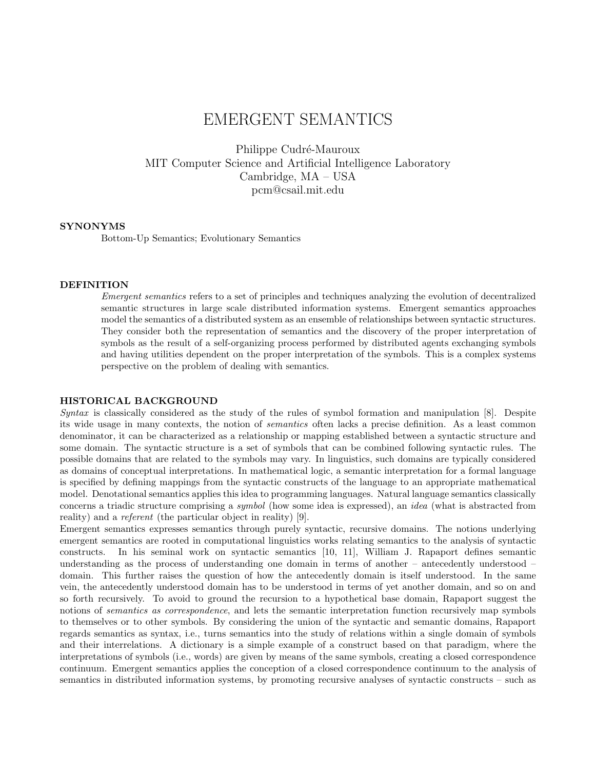# EMERGENT SEMANTICS

Philippe Cudré-Mauroux
MIT Computer Science and Artificial Intelligence Laboratory
Cambridge, MA – USA
pcm@csail.mit.edu

## SYNONYMS

Bottom-Up Semantics; Evolutionary Semantics

## DEFINITION

*Emergent semantics* refers to a set of principles and techniques analyzing the evolution of decentralized semantic structures in large scale distributed information systems. Emergent semantics approaches model the semantics of a distributed system as an ensemble of relationships between syntactic structures. They consider both the representation of semantics and the discovery of the proper interpretation of symbols as the result of a self-organizing process performed by distributed agents exchanging symbols and having utilities dependent on the proper interpretation of the symbols. This is a complex systems perspective on the problem of dealing with semantics.

## HISTORICAL BACKGROUND

*Syntax* is classically considered as the study of the rules of symbol formation and manipulation [8]. Despite its wide usage in many contexts, the notion of *semantics* often lacks a precise definition. As a least common denominator, it can be characterized as a relationship or mapping established between a syntactic structure and some domain. The syntactic structure is a set of symbols that can be combined following syntactic rules. The possible domains that are related to the symbols may vary. In linguistics, such domains are typically considered as domains of conceptual interpretations. In mathematical logic, a semantic interpretation for a formal language is specified by defining mappings from the syntactic constructs of the language to an appropriate mathematical model. Denotational semantics applies this idea to programming languages. Natural language semantics classically concerns a triadic structure comprising a *symbol* (how some idea is expressed), an *idea* (what is abstracted from reality) and a *referent* (the particular object in reality) [9].

Emergent semantics expresses semantics through purely syntactic, recursive domains. The notions underlying emergent semantics are rooted in computational linguistics works relating semantics to the analysis of syntactic constructs. In his seminal work on syntactic semantics [10, 11], William J. Rapaport defines semantic understanding as the process of understanding one domain in terms of another – antecedently understood – domain. This further raises the question of how the antecedently domain is itself understood. In the same vein, the antecedently understood domain has to be understood in terms of yet another domain, and so on and so forth recursively. To avoid to ground the recursion to a hypothetical base domain, Rapaport suggest the notions of *semantics as correspondence*, and lets the semantic interpretation function recursively map symbols to themselves or to other symbols. By considering the union of the syntactic and semantic domains, Rapaport regards semantics as syntax, i.e., turns semantics into the study of relations within a single domain of symbols and their interrelations. A dictionary is a simple example of a construct based on that paradigm, where the interpretations of symbols (i.e., words) are given by means of the same symbols, creating a closed correspondence continuum. Emergent semantics applies the conception of a closed correspondence continuum to the analysis of semantics in distributed information systems, by promoting recursive analyses of syntactic constructs – such as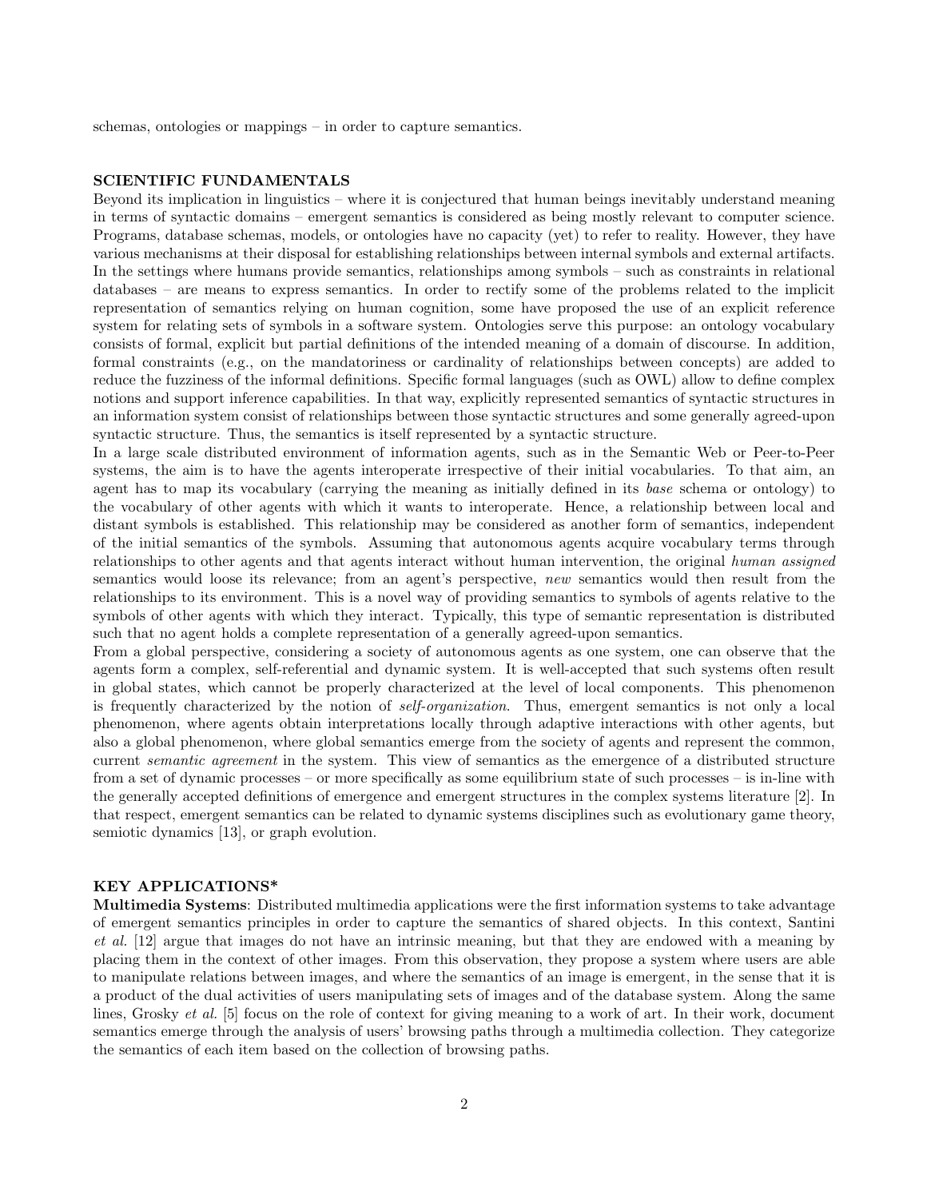schemas, ontologies or mappings – in order to capture semantics.

## SCIENTIFIC FUNDAMENTALS

Beyond its implication in linguistics – where it is conjectured that human beings inevitably understand meaning in terms of syntactic domains – emergent semantics is considered as being mostly relevant to computer science. Programs, database schemas, models, or ontologies have no capacity (yet) to refer to reality. However, they have various mechanisms at their disposal for establishing relationships between internal symbols and external artifacts. In the settings where humans provide semantics, relationships among symbols – such as constraints in relational databases – are means to express semantics. In order to rectify some of the problems related to the implicit representation of semantics relying on human cognition, some have proposed the use of an explicit reference system for relating sets of symbols in a software system. Ontologies serve this purpose: an ontology vocabulary consists of formal, explicit but partial definitions of the intended meaning of a domain of discourse. In addition, formal constraints (e.g., on the mandatoriness or cardinality of relationships between concepts) are added to reduce the fuzziness of the informal definitions. Specific formal languages (such as OWL) allow to define complex notions and support inference capabilities. In that way, explicitly represented semantics of syntactic structures in an information system consist of relationships between those syntactic structures and some generally agreed-upon syntactic structure. Thus, the semantics is itself represented by a syntactic structure.

In a large scale distributed environment of information agents, such as in the Semantic Web or Peer-to-Peer systems, the aim is to have the agents interoperate irrespective of their initial vocabularies. To that aim, an agent has to map its vocabulary (carrying the meaning as initially defined in its *base* schema or ontology) to the vocabulary of other agents with which it wants to interoperate. Hence, a relationship between local and distant symbols is established. This relationship may be considered as another form of semantics, independent of the initial semantics of the symbols. Assuming that autonomous agents acquire vocabulary terms through relationships to other agents and that agents interact without human intervention, the original *human assigned* semantics would loose its relevance; from an agent's perspective, *new* semantics would then result from the relationships to its environment. This is a novel way of providing semantics to symbols of agents relative to the symbols of other agents with which they interact. Typically, this type of semantic representation is distributed such that no agent holds a complete representation of a generally agreed-upon semantics.

From a global perspective, considering a society of autonomous agents as one system, one can observe that the agents form a complex, self-referential and dynamic system. It is well-accepted that such systems often result in global states, which cannot be properly characterized at the level of local components. This phenomenon is frequently characterized by the notion of *self-organization*. Thus, emergent semantics is not only a local phenomenon, where agents obtain interpretations locally through adaptive interactions with other agents, but also a global phenomenon, where global semantics emerge from the society of agents and represent the common, current *semantic agreement* in the system. This view of semantics as the emergence of a distributed structure from a set of dynamic processes – or more specifically as some equilibrium state of such processes – is in-line with the generally accepted definitions of emergence and emergent structures in the complex systems literature [2]. In that respect, emergent semantics can be related to dynamic systems disciplines such as evolutionary game theory, semiotic dynamics [13], or graph evolution.

## KEY APPLICATIONS*

**Multimedia Systems**: Distributed multimedia applications were the first information systems to take advantage of emergent semantics principles in order to capture the semantics of shared objects. In this context, Santini *et al.* [12] argue that images do not have an intrinsic meaning, but that they are endowed with a meaning by placing them in the context of other images. From this observation, they propose a system where users are able to manipulate relations between images, and where the semantics of an image is emergent, in the sense that it is a product of the dual activities of users manipulating sets of images and of the database system. Along the same lines, Grosky *et al.* [5] focus on the role of context for giving meaning to a work of art. In their work, document semantics emerge through the analysis of users' browsing paths through a multimedia collection. They categorize the semantics of each item based on the collection of browsing paths.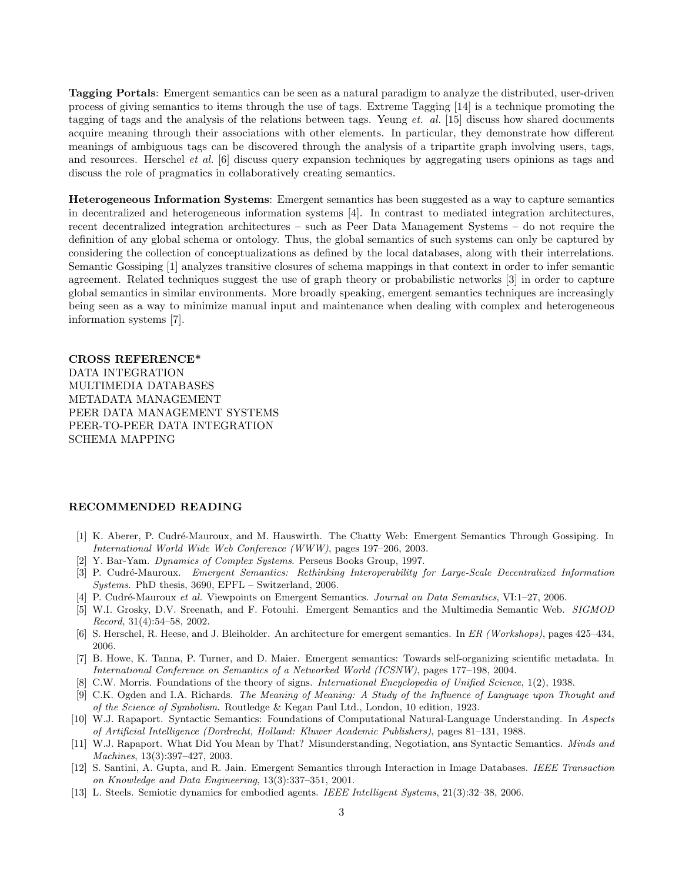**Tagging Portals**: Emergent semantics can be seen as a natural paradigm to analyze the distributed, user-driven process of giving semantics to items through the use of tags. Extreme Tagging [14] is a technique promoting the tagging of tags and the analysis of the relations between tags. Yeung *et. al.* [15] discuss how shared documents acquire meaning through their associations with other elements. In particular, they demonstrate how different meanings of ambiguous tags can be discovered through the analysis of a tripartite graph involving users, tags, and resources. Herschel *et al.* [6] discuss query expansion techniques by aggregating users opinions as tags and discuss the role of pragmatics in collaboratively creating semantics.

**Heterogeneous Information Systems**: Emergent semantics has been suggested as a way to capture semantics in decentralized and heterogeneous information systems [4]. In contrast to mediated integration architectures, recent decentralized integration architectures – such as Peer Data Management Systems – do not require the definition of any global schema or ontology. Thus, the global semantics of such systems can only be captured by considering the collection of conceptualizations as defined by the local databases, along with their interrelations. Semantic Gossiping [1] analyzes transitive closures of schema mappings in that context in order to infer semantic agreement. Related techniques suggest the use of graph theory or probabilistic networks [3] in order to capture global semantics in similar environments. More broadly speaking, emergent semantics techniques are increasingly being seen as a way to minimize manual input and maintenance when dealing with complex and heterogeneous information systems [7].

## CROSS REFERENCE*

DATA INTEGRATION
MULTIMEDIA DATABASES
METADATA MANAGEMENT
PEER DATA MANAGEMENT SYSTEMS
PEER-TO-PEER DATA INTEGRATION
SCHEMA MAPPING

## RECOMMENDED READING

[1] K. Aberer, P. Cudré-Mauroux, and M. Hauswirth. The Chatty Web: Emergent Semantics Through Gossiping. In *International World Wide Web Conference (WWW)*, pages 197–206, 2003.

[2] Y. Bar-Yam. *Dynamics of Complex Systems*. Perseus Books Group, 1997.

[3] P. Cudré-Mauroux. *Emergent Semantics: Rethinking Interoperability for Large-Scale Decentralized Information Systems*. PhD thesis, 3690, EPFL – Switzerland, 2006.

[4] P. Cudré-Mauroux *et al.* Viewpoints on Emergent Semantics. *Journal on Data Semantics*, VI:1–27, 2006.

[5] W.I. Grosky, D.V. Sreenath, and F. Fotouhi. Emergent Semantics and the Multimedia Semantic Web. *SIGMOD Record*, 31(4):54–58, 2002.

[6] S. Herschel, R. Heese, and J. Bleiholder. An architecture for emergent semantics. In *ER (Workshops)*, pages 425–434, 2006.

[7] B. Howe, K. Tanna, P. Turner, and D. Maier. Emergent semantics: Towards self-organizing scientific metadata. In *International Conference on Semantics of a Networked World (ICSNW)*, pages 177–198, 2004.

[8] C.W. Morris. Foundations of the theory of signs. *International Encyclopedia of Unified Science*, 1(2), 1938.

[9] C.K. Ogden and I.A. Richards. *The Meaning of Meaning: A Study of the Influence of Language upon Thought and of the Science of Symbolism*. Routledge & Kegan Paul Ltd., London, 10 edition, 1923.

[10] W.J. Rapaport. Syntactic Semantics: Foundations of Computational Natural-Language Understanding. In *Aspects of Artificial Intelligence (Dordrecht, Holland: Kluwer Academic Publishers)*, pages 81–131, 1988.

[11] W.J. Rapaport. What Did You Mean by That? Misunderstanding, Negotiation, ans Syntactic Semantics. *Minds and Machines*, 13(3):397–427, 2003.

[12] S. Santini, A. Gupta, and R. Jain. Emergent Semantics through Interaction in Image Databases. *IEEE Transaction on Knowledge and Data Engineering*, 13(3):337–351, 2001.

[13] L. Steels. Semiotic dynamics for embodied agents. *IEEE Intelligent Systems*, 21(3):32–38, 2006.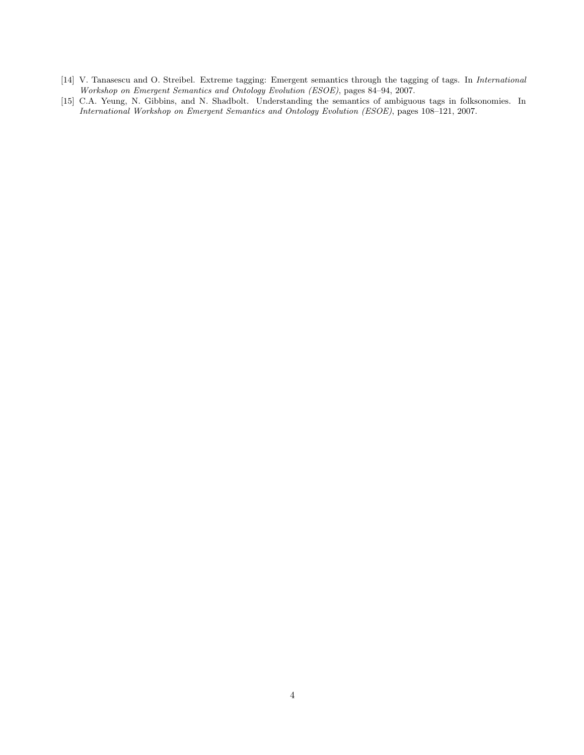[14] V. Tanasescu and O. Streibel. Extreme tagging: Emergent semantics through the tagging of tags. In *International Workshop on Emergent Semantics and Ontology Evolution (ESOE)*, pages 84–94, 2007.

[15] C.A. Yeung, N. Gibbins, and N. Shadbolt. Understanding the semantics of ambiguous tags in folksonomies. In *International Workshop on Emergent Semantics and Ontology Evolution (ESOE)*, pages 108–121, 2007.